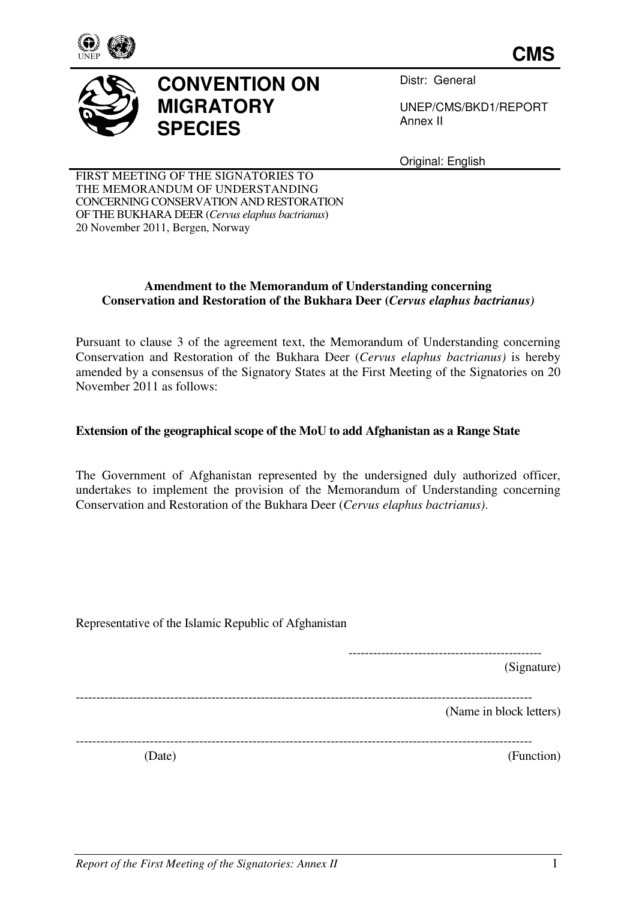**CMS**

# CONVENTION ON MIGRATORY SPECIES

Distr: General

UNEP/CMS/BKD1/REPORT
Annex II

Original: English

FIRST MEETING OF THE SIGNATORIES TO THE MEMORANDUM OF UNDERSTANDING CONCERNING CONSERVATION AND RESTORATION OF THE BUKHARA DEER (*Cervus elaphus bactrianus*)
20 November 2011, Bergen, Norway

**Amendment to the Memorandum of Understanding concerning Conservation and Restoration of the Bukhara Deer (*Cervus elaphus bactrianus)***

Pursuant to clause 3 of the agreement text, the Memorandum of Understanding concerning Conservation and Restoration of the Bukhara Deer (*Cervus elaphus bactrianus)* is hereby amended by a consensus of the Signatory States at the First Meeting of the Signatories on 20 November 2011 as follows:

**Extension of the geographical scope of the MoU to add Afghanistan as a Range State**

The Government of Afghanistan represented by the undersigned duly authorized officer, undertakes to implement the provision of the Memorandum of Understanding concerning Conservation and Restoration of the Bukhara Deer (*Cervus elaphus bactrianus)*.

Representative of the Islamic Republic of Afghanistan

----------------------------------------------
(Signature)

----------------------------------------------
(Name in block letters)

----------------------------------------------
(Date) (Function)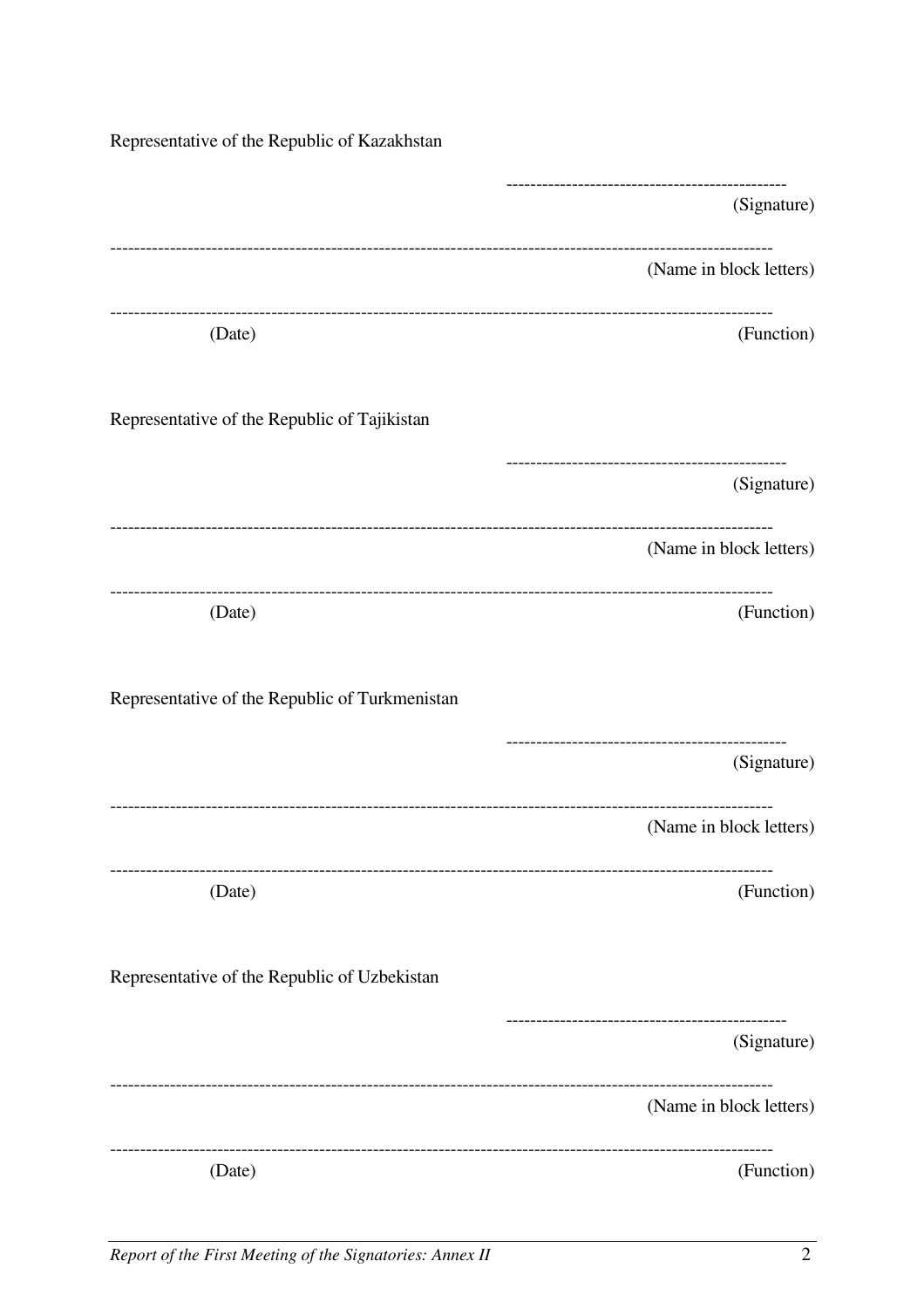Representative of the Republic of Kazakhstan

----------------------------------------------
(Signature)

------------------------------------------------------------------------------------------------------------
(Name in block letters)

------------------------------------------------------------------------------------------------------------
(Date) (Function)

Representative of the Republic of Tajikistan

----------------------------------------------
(Signature)

------------------------------------------------------------------------------------------------------------
(Name in block letters)

------------------------------------------------------------------------------------------------------------
(Date) (Function)

Representative of the Republic of Turkmenistan

----------------------------------------------
(Signature)

------------------------------------------------------------------------------------------------------------
(Name in block letters)

------------------------------------------------------------------------------------------------------------
(Date) (Function)

Representative of the Republic of Uzbekistan

----------------------------------------------
(Signature)

------------------------------------------------------------------------------------------------------------
(Name in block letters)

------------------------------------------------------------------------------------------------------------
(Date) (Function)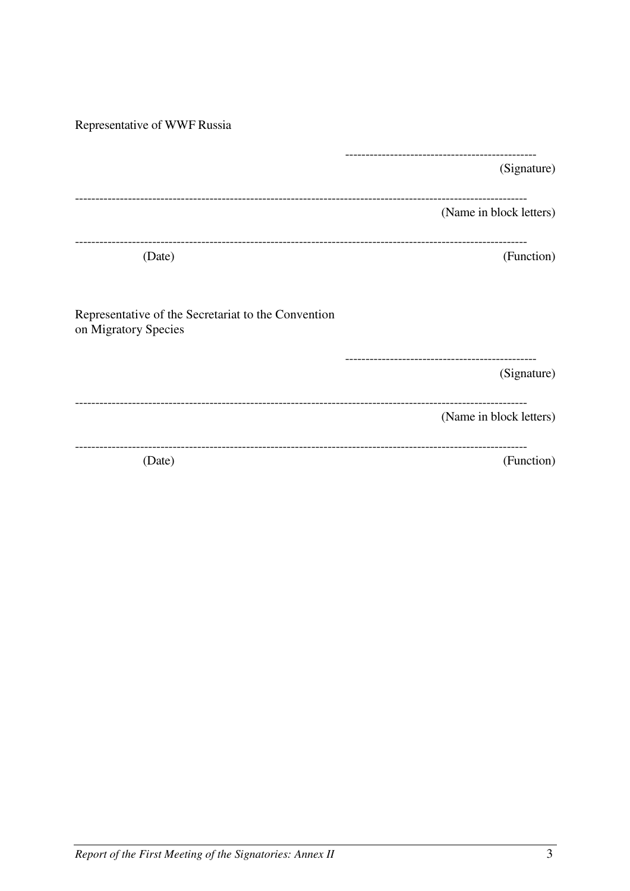Representative of WWF Russia

----------------------------------------------
(Signature)

----------------------------------------------------------------------------------------------------------------
(Name in block letters)

----------------------------------------------------------------------------------------------------------------
(Date) (Function)

Representative of the Secretariat to the Convention on Migratory Species

----------------------------------------------
(Signature)

----------------------------------------------------------------------------------------------------------------
(Name in block letters)

----------------------------------------------------------------------------------------------------------------
(Date) (Function)